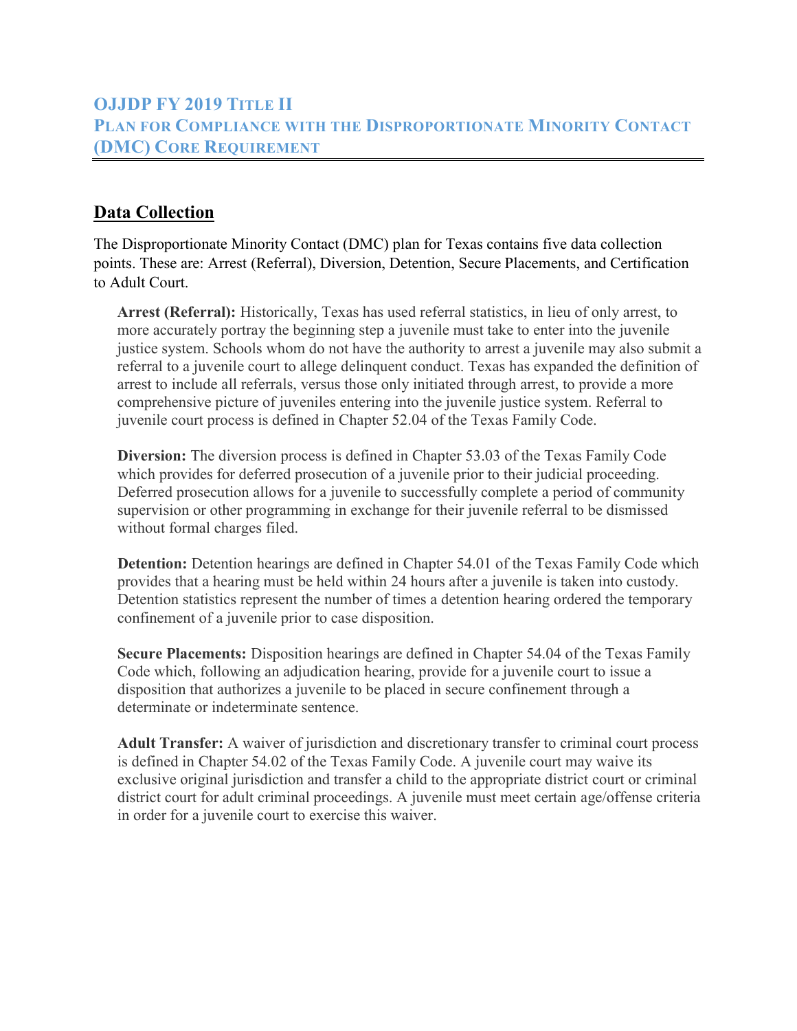# OJJDP FY 2019 Title II
# Plan for Compliance with the Disproportionate Minority Contact (DMC) Core Requirement

## Data Collection

The Disproportionate Minority Contact (DMC) plan for Texas contains five data collection points. These are: Arrest (Referral), Diversion, Detention, Secure Placements, and Certification to Adult Court.

**Arrest (Referral):** Historically, Texas has used referral statistics, in lieu of only arrest, to more accurately portray the beginning step a juvenile must take to enter into the juvenile justice system. Schools whom do not have the authority to arrest a juvenile may also submit a referral to a juvenile court to allege delinquent conduct. Texas has expanded the definition of arrest to include all referrals, versus those only initiated through arrest, to provide a more comprehensive picture of juveniles entering into the juvenile justice system. Referral to juvenile court process is defined in Chapter 52.04 of the Texas Family Code.

**Diversion:** The diversion process is defined in Chapter 53.03 of the Texas Family Code which provides for deferred prosecution of a juvenile prior to their judicial proceeding. Deferred prosecution allows for a juvenile to successfully complete a period of community supervision or other programming in exchange for their juvenile referral to be dismissed without formal charges filed.

**Detention:** Detention hearings are defined in Chapter 54.01 of the Texas Family Code which provides that a hearing must be held within 24 hours after a juvenile is taken into custody. Detention statistics represent the number of times a detention hearing ordered the temporary confinement of a juvenile prior to case disposition.

**Secure Placements:** Disposition hearings are defined in Chapter 54.04 of the Texas Family Code which, following an adjudication hearing, provide for a juvenile court to issue a disposition that authorizes a juvenile to be placed in secure confinement through a determinate or indeterminate sentence.

**Adult Transfer:** A waiver of jurisdiction and discretionary transfer to criminal court process is defined in Chapter 54.02 of the Texas Family Code. A juvenile court may waive its exclusive original jurisdiction and transfer a child to the appropriate district court or criminal district court for adult criminal proceedings. A juvenile must meet certain age/offense criteria in order for a juvenile court to exercise this waiver.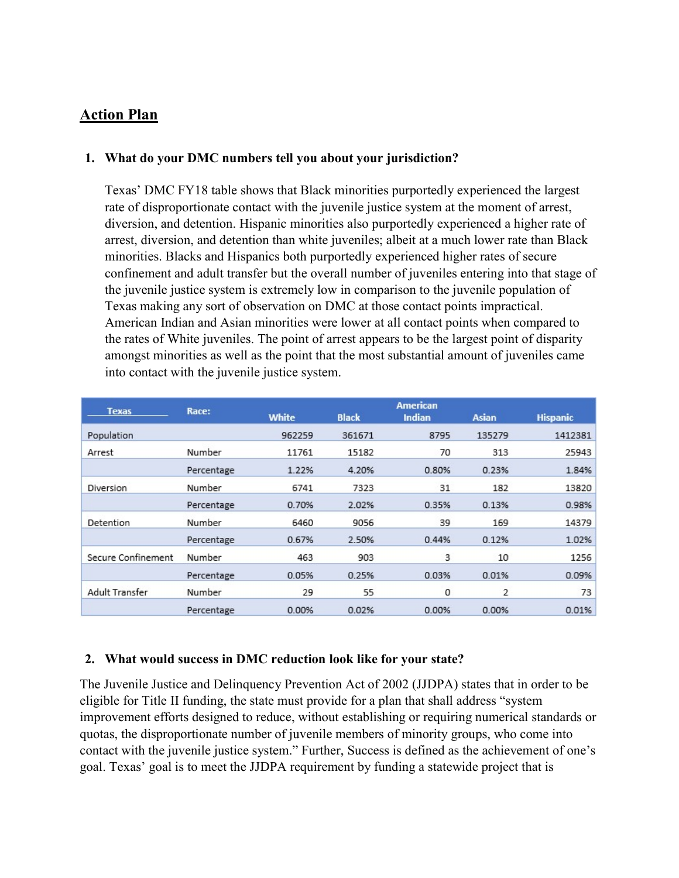## Action Plan

1. **What do your DMC numbers tell you about your jurisdiction?**

   Texas' DMC FY18 table shows that Black minorities purportedly experienced the largest rate of disproportionate contact with the juvenile justice system at the moment of arrest, diversion, and detention. Hispanic minorities also purportedly experienced a higher rate of arrest, diversion, and detention than white juveniles; albeit at a much lower rate than Black minorities. Blacks and Hispanics both purportedly experienced higher rates of secure confinement and adult transfer but the overall number of juveniles entering into that stage of the juvenile justice system is extremely low in comparison to the juvenile population of Texas making any sort of observation on DMC at those contact points impractical. American Indian and Asian minorities were lower at all contact points when compared to the rates of White juveniles. The point of arrest appears to be the largest point of disparity amongst minorities as well as the point that the most substantial amount of juveniles came into contact with the juvenile justice system.

| Texas | Race: | White | Black | American Indian | Asian | Hispanic |
|---|---|---|---|---|---|---|
| Population | | 962259 | 361671 | 8795 | 135279 | 1412381 |
| Arrest | Number | 11761 | 15182 | 70 | 313 | 25943 |
| | Percentage | 1.22% | 4.20% | 0.80% | 0.23% | 1.84% |
| Diversion | Number | 6741 | 7323 | 31 | 182 | 13820 |
| | Percentage | 0.70% | 2.02% | 0.35% | 0.13% | 0.98% |
| Detention | Number | 6460 | 9056 | 39 | 169 | 14379 |
| | Percentage | 0.67% | 2.50% | 0.44% | 0.12% | 1.02% |
| Secure Confinement | Number | 463 | 903 | 3 | 10 | 1256 |
| | Percentage | 0.05% | 0.25% | 0.03% | 0.01% | 0.09% |
| Adult Transfer | Number | 29 | 55 | 0 | 2 | 73 |
| | Percentage | 0.00% | 0.02% | 0.00% | 0.00% | 0.01% |

2. **What would success in DMC reduction look like for your state?**

The Juvenile Justice and Delinquency Prevention Act of 2002 (JJDPA) states that in order to be eligible for Title II funding, the state must provide for a plan that shall address "system improvement efforts designed to reduce, without establishing or requiring numerical standards or quotas, the disproportionate number of juvenile members of minority groups, who come into contact with the juvenile justice system." Further, Success is defined as the achievement of one's goal. Texas' goal is to meet the JJDPA requirement by funding a statewide project that is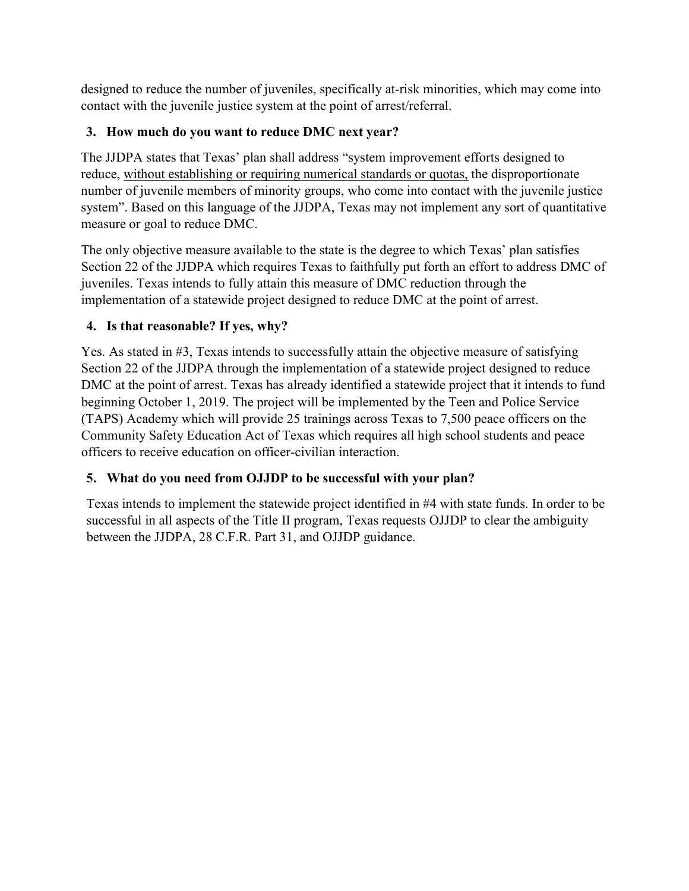designed to reduce the number of juveniles, specifically at-risk minorities, which may come into contact with the juvenile justice system at the point of arrest/referral.

**3. How much do you want to reduce DMC next year?**

The JJDPA states that Texas' plan shall address "system improvement efforts designed to reduce, <u>without establishing or requiring numerical standards or quotas,</u> the disproportionate number of juvenile members of minority groups, who come into contact with the juvenile justice system". Based on this language of the JJDPA, Texas may not implement any sort of quantitative measure or goal to reduce DMC.

The only objective measure available to the state is the degree to which Texas' plan satisfies Section 22 of the JJDPA which requires Texas to faithfully put forth an effort to address DMC of juveniles. Texas intends to fully attain this measure of DMC reduction through the implementation of a statewide project designed to reduce DMC at the point of arrest.

**4. Is that reasonable? If yes, why?**

Yes. As stated in #3, Texas intends to successfully attain the objective measure of satisfying Section 22 of the JJDPA through the implementation of a statewide project designed to reduce DMC at the point of arrest. Texas has already identified a statewide project that it intends to fund beginning October 1, 2019. The project will be implemented by the Teen and Police Service (TAPS) Academy which will provide 25 trainings across Texas to 7,500 peace officers on the Community Safety Education Act of Texas which requires all high school students and peace officers to receive education on officer-civilian interaction.

**5. What do you need from OJJDP to be successful with your plan?**

Texas intends to implement the statewide project identified in #4 with state funds. In order to be successful in all aspects of the Title II program, Texas requests OJJDP to clear the ambiguity between the JJDPA, 28 C.F.R. Part 31, and OJJDP guidance.